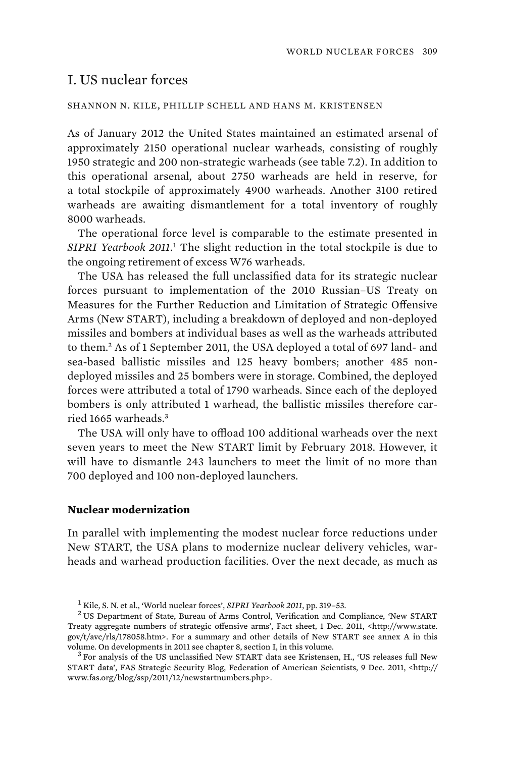# I. US nuclear forces

SHANNON N. KILE, PHILLIP SCHELL AND HANS M. KRISTENSEN

As of January 2012 the United States maintained an estimated arsenal of approximately 2150 operational nuclear warheads, consisting of roughly 1950 strategic and 200 non-strategic warheads (see table 7.2). In addition to this operational arsenal, about 2750 warheads are held in reserve, for a total stockpile of approximately 4900 warheads. Another 3100 retired warheads are awaiting dismantlement for a total inventory of roughly 8000 warheads.

The operational force level is comparable to the estimate presented in *SIPRI Yearbook 2011*.[1] The slight reduction in the total stockpile is due to the ongoing retirement of excess W76 warheads.

The USA has released the full unclassified data for its strategic nuclear forces pursuant to implementation of the 2010 Russian–US Treaty on Measures for the Further Reduction and Limitation of Strategic Offensive Arms (New START), including a breakdown of deployed and non-deployed missiles and bombers at individual bases as well as the warheads attributed to them.[2] As of 1 September 2011, the USA deployed a total of 697 land- and sea-based ballistic missiles and 125 heavy bombers; another 485 non-deployed missiles and 25 bombers were in storage. Combined, the deployed forces were attributed a total of 1790 warheads. Since each of the deployed bombers is only attributed 1 warhead, the ballistic missiles therefore carried 1665 warheads.[3]

The USA will only have to offload 100 additional warheads over the next seven years to meet the New START limit by February 2018. However, it will have to dismantle 243 launchers to meet the limit of no more than 700 deployed and 100 non-deployed launchers.

**Nuclear modernization**

In parallel with implementing the modest nuclear force reductions under New START, the USA plans to modernize nuclear delivery vehicles, warheads and warhead production facilities. Over the next decade, as much as

[1] Kile, S. N. et al., 'World nuclear forces', *SIPRI Yearbook 2011*, pp. 319–53.

[2] US Department of State, Bureau of Arms Control, Verification and Compliance, 'New START Treaty aggregate numbers of strategic offensive arms', Fact sheet, 1 Dec. 2011, <http://www.state.gov/t/avc/rls/178058.htm>. For a summary and other details of New START see annex A in this volume. On developments in 2011 see chapter 8, section I, in this volume.

[3] For analysis of the US unclassified New START data see Kristensen, H., 'US releases full New START data', FAS Strategic Security Blog, Federation of American Scientists, 9 Dec. 2011, <http://www.fas.org/blog/ssp/2011/12/newstartnumbers.php>.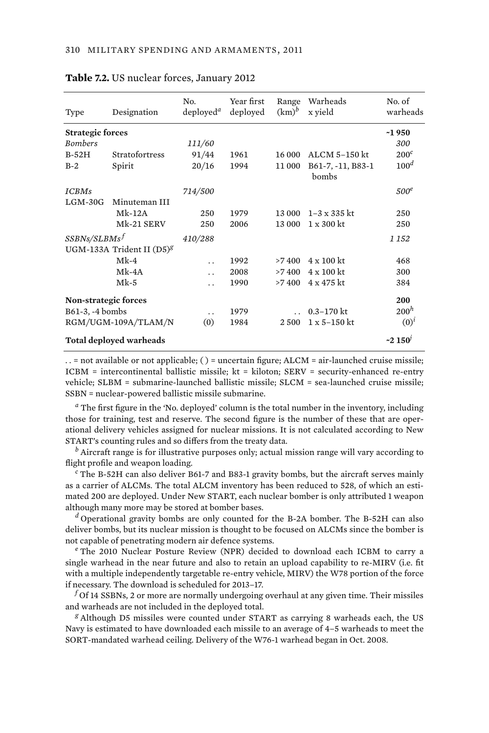**Table 7.2.** US nuclear forces, January 2012

| Type | Designation | No. deployed[a] | Year first deployed | Range (km)[b] | Warheads x yield | No. of warheads |
|---|---|---|---|---|---|---|
| **Strategic forces** | | | | | | **~1 950** |
| *Bombers* | | *111/60* | | | | *300* |
| B-52H | Stratofortress | 91/44 | 1961 | 16 000 | ALCM 5–150 kt | 200[c] |
| B-2 | Spirit | 20/16 | 1994 | 11 000 | B61-7, -11, B83-1 bombs | 100[d] |
| *ICBMs* | | *714/500* | | | | *500*[e] |
| LGM-30G | Minuteman III | | | | | |
| | Mk-12A | 250 | 1979 | 13 000 | 1–3 x 335 kt | 250 |
| | Mk-21 SERV | 250 | 2006 | 13 000 | 1 x 300 kt | 250 |
| *SSBNs/SLBMs*[f] | | *410/288* | | | | *1 152* |
| UGM-133A Trident II (D5)[g] | | | | | | |
| | Mk-4 | . . | 1992 | >7 400 | 4 x 100 kt | 468 |
| | Mk-4A | . . | 2008 | >7 400 | 4 x 100 kt | 300 |
| | Mk-5 | . . | 1990 | >7 400 | 4 x 475 kt | 384 |
| **Non-strategic forces** | | | | | | **200** |
| B61-3, -4 bombs | | . . | 1979 | . . | 0.3–170 kt | 200[h] |
| RGM/UGM-109A/TLAM/N | | (0) | 1984 | 2 500 | 1 x 5–150 kt | (0)[i] |
| **Total deployed warheads** | | | | | | **~2 150**[j] |

. . = not available or not applicable; ( ) = uncertain figure; ALCM = air-launched cruise missile; ICBM = intercontinental ballistic missile; kt = kiloton; SERV = security-enhanced re-entry vehicle; SLBM = submarine-launched ballistic missile; SLCM = sea-launched cruise missile; SSBN = nuclear-powered ballistic missile submarine.

[a] The first figure in the 'No. deployed' column is the total number in the inventory, including those for training, test and reserve. The second figure is the number of these that are operational delivery vehicles assigned for nuclear missions. It is not calculated according to New START's counting rules and so differs from the treaty data.

[b] Aircraft range is for illustrative purposes only; actual mission range will vary according to flight profile and weapon loading.

[c] The B-52H can also deliver B61-7 and B83-1 gravity bombs, but the aircraft serves mainly as a carrier of ALCMs. The total ALCM inventory has been reduced to 528, of which an estimated 200 are deployed. Under New START, each nuclear bomber is only attributed 1 weapon although many more may be stored at bomber bases.

[d] Operational gravity bombs are only counted for the B-2A bomber. The B-52H can also deliver bombs, but its nuclear mission is thought to be focused on ALCMs since the bomber is not capable of penetrating modern air defence systems.

[e] The 2010 Nuclear Posture Review (NPR) decided to download each ICBM to carry a single warhead in the near future and also to retain an upload capability to re-MIRV (i.e. fit with a multiple independently targetable re-entry vehicle, MIRV) the W78 portion of the force if necessary. The download is scheduled for 2013–17.

[f] Of 14 SSBNs, 2 or more are normally undergoing overhaul at any given time. Their missiles and warheads are not included in the deployed total.

[g] Although D5 missiles were counted under START as carrying 8 warheads each, the US Navy is estimated to have downloaded each missile to an average of 4–5 warheads to meet the SORT-mandated warhead ceiling. Delivery of the W76-1 warhead began in Oct. 2008.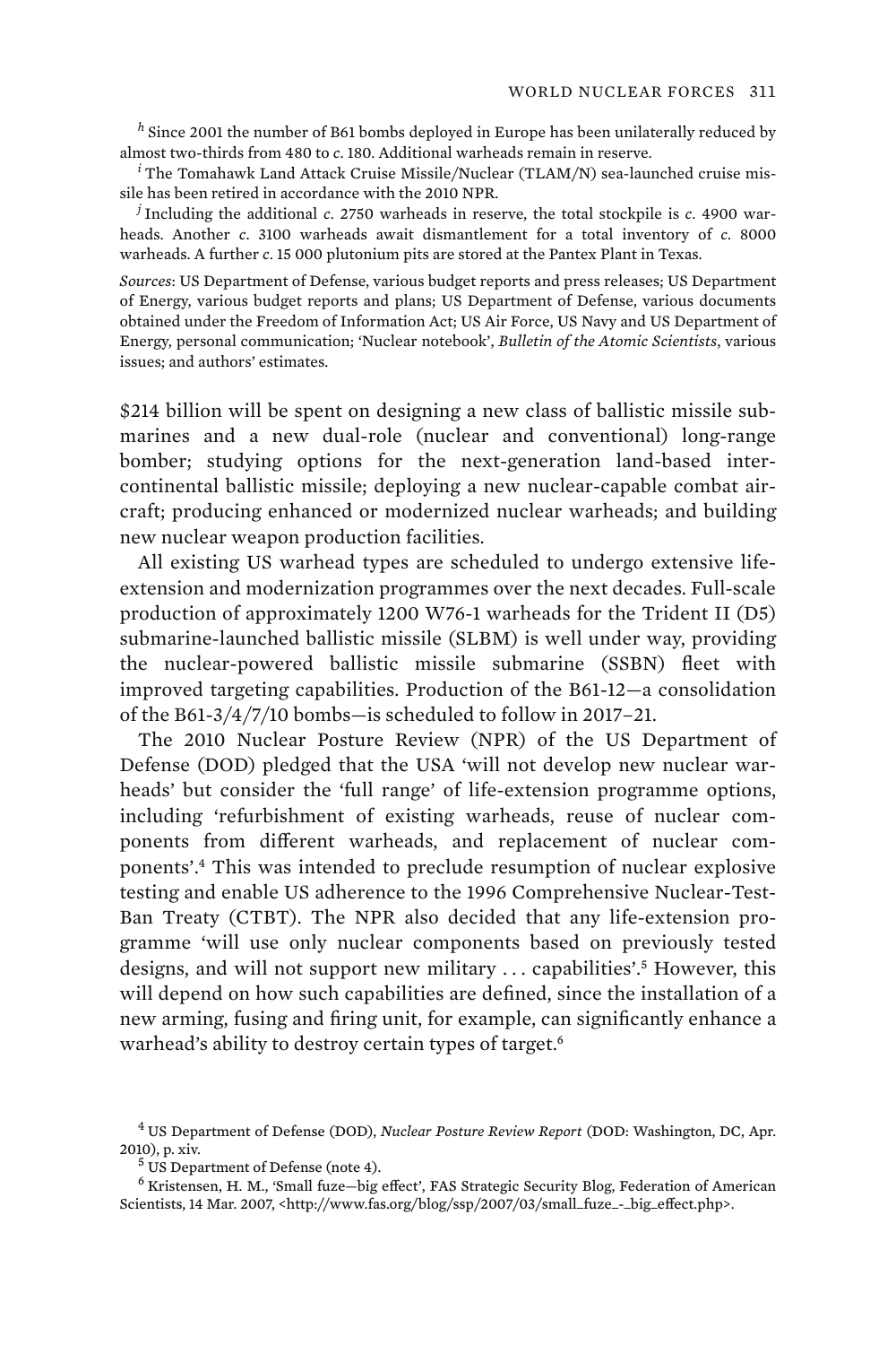[h] Since 2001 the number of B61 bombs deployed in Europe has been unilaterally reduced by almost two-thirds from 480 to *c*. 180. Additional warheads remain in reserve.

[i] The Tomahawk Land Attack Cruise Missile/Nuclear (TLAM/N) sea-launched cruise missile has been retired in accordance with the 2010 NPR.

[j] Including the additional *c*. 2750 warheads in reserve, the total stockpile is *c*. 4900 warheads. Another *c*. 3100 warheads await dismantlement for a total inventory of *c*. 8000 warheads. A further *c*. 15 000 plutonium pits are stored at the Pantex Plant in Texas.

*Sources*: US Department of Defense, various budget reports and press releases; US Department of Energy, various budget reports and plans; US Department of Defense, various documents obtained under the Freedom of Information Act; US Air Force, US Navy and US Department of Energy, personal communication; 'Nuclear notebook', *Bulletin of the Atomic Scientists*, various issues; and authors' estimates.

$214 billion will be spent on designing a new class of ballistic missile submarines and a new dual-role (nuclear and conventional) long-range bomber; studying options for the next-generation land-based intercontinental ballistic missile; deploying a new nuclear-capable combat aircraft; producing enhanced or modernized nuclear warheads; and building new nuclear weapon production facilities.

All existing US warhead types are scheduled to undergo extensive life-extension and modernization programmes over the next decades. Full-scale production of approximately 1200 W76-1 warheads for the Trident II (D5) submarine-launched ballistic missile (SLBM) is well under way, providing the nuclear-powered ballistic missile submarine (SSBN) fleet with improved targeting capabilities. Production of the B61-12—a consolidation of the B61-3/4/7/10 bombs—is scheduled to follow in 2017–21.

The 2010 Nuclear Posture Review (NPR) of the US Department of Defense (DOD) pledged that the USA 'will not develop new nuclear warheads' but consider the 'full range' of life-extension programme options, including 'refurbishment of existing warheads, reuse of nuclear components from different warheads, and replacement of nuclear components'.[4] This was intended to preclude resumption of nuclear explosive testing and enable US adherence to the 1996 Comprehensive Nuclear-Test-Ban Treaty (CTBT). The NPR also decided that any life-extension programme 'will use only nuclear components based on previously tested designs, and will not support new military . . . capabilities'.[5] However, this will depend on how such capabilities are defined, since the installation of a new arming, fusing and firing unit, for example, can significantly enhance a warhead's ability to destroy certain types of target.[6]

[4] US Department of Defense (DOD), *Nuclear Posture Review Report* (DOD: Washington, DC, Apr. 2010), p. xiv.

[5] US Department of Defense (note 4).

[6] Kristensen, H. M., 'Small fuze—big effect', FAS Strategic Security Blog, Federation of American Scientists, 14 Mar. 2007, <http://www.fas.org/blog/ssp/2007/03/small_fuze_-_big_effect.php>.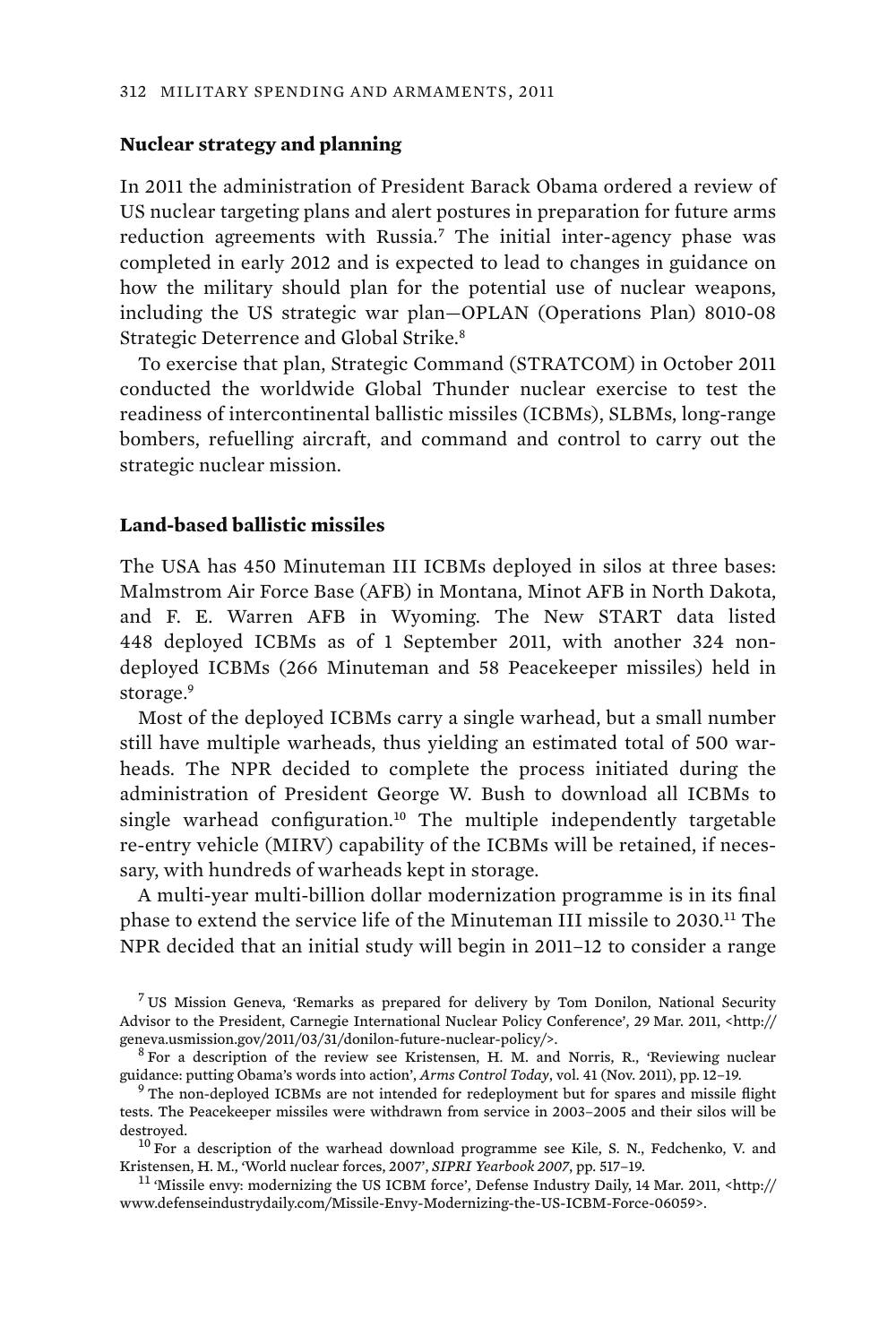### Nuclear strategy and planning

In 2011 the administration of President Barack Obama ordered a review of US nuclear targeting plans and alert postures in preparation for future arms reduction agreements with Russia.[7] The initial inter-agency phase was completed in early 2012 and is expected to lead to changes in guidance on how the military should plan for the potential use of nuclear weapons, including the US strategic war plan—OPLAN (Operations Plan) 8010-08 Strategic Deterrence and Global Strike.[8]

To exercise that plan, Strategic Command (STRATCOM) in October 2011 conducted the worldwide Global Thunder nuclear exercise to test the readiness of intercontinental ballistic missiles (ICBMs), SLBMs, long-range bombers, refuelling aircraft, and command and control to carry out the strategic nuclear mission.

### Land-based ballistic missiles

The USA has 450 Minuteman III ICBMs deployed in silos at three bases: Malmstrom Air Force Base (AFB) in Montana, Minot AFB in North Dakota, and F. E. Warren AFB in Wyoming. The New START data listed 448 deployed ICBMs as of 1 September 2011, with another 324 non-deployed ICBMs (266 Minuteman and 58 Peacekeeper missiles) held in storage.[9]

Most of the deployed ICBMs carry a single warhead, but a small number still have multiple warheads, thus yielding an estimated total of 500 warheads. The NPR decided to complete the process initiated during the administration of President George W. Bush to download all ICBMs to single warhead configuration.[10] The multiple independently targetable re-entry vehicle (MIRV) capability of the ICBMs will be retained, if necessary, with hundreds of warheads kept in storage.

A multi-year multi-billion dollar modernization programme is in its final phase to extend the service life of the Minuteman III missile to 2030.[11] The NPR decided that an initial study will begin in 2011–12 to consider a range

[7] US Mission Geneva, 'Remarks as prepared for delivery by Tom Donilon, National Security Advisor to the President, Carnegie International Nuclear Policy Conference', 29 Mar. 2011, <http://geneva.usmission.gov/2011/03/31/donilon-future-nuclear-policy/>.

[8] For a description of the review see Kristensen, H. M. and Norris, R., 'Reviewing nuclear guidance: putting Obama's words into action', *Arms Control Today*, vol. 41 (Nov. 2011), pp. 12–19.

[9] The non-deployed ICBMs are not intended for redeployment but for spares and missile flight tests. The Peacekeeper missiles were withdrawn from service in 2003–2005 and their silos will be destroyed.

[10] For a description of the warhead download programme see Kile, S. N., Fedchenko, V. and Kristensen, H. M., 'World nuclear forces, 2007', *SIPRI Yearbook 2007*, pp. 517–19.

[11] 'Missile envy: modernizing the US ICBM force', Defense Industry Daily, 14 Mar. 2011, <http://www.defenseindustrydaily.com/Missile-Envy-Modernizing-the-US-ICBM-Force-06059>.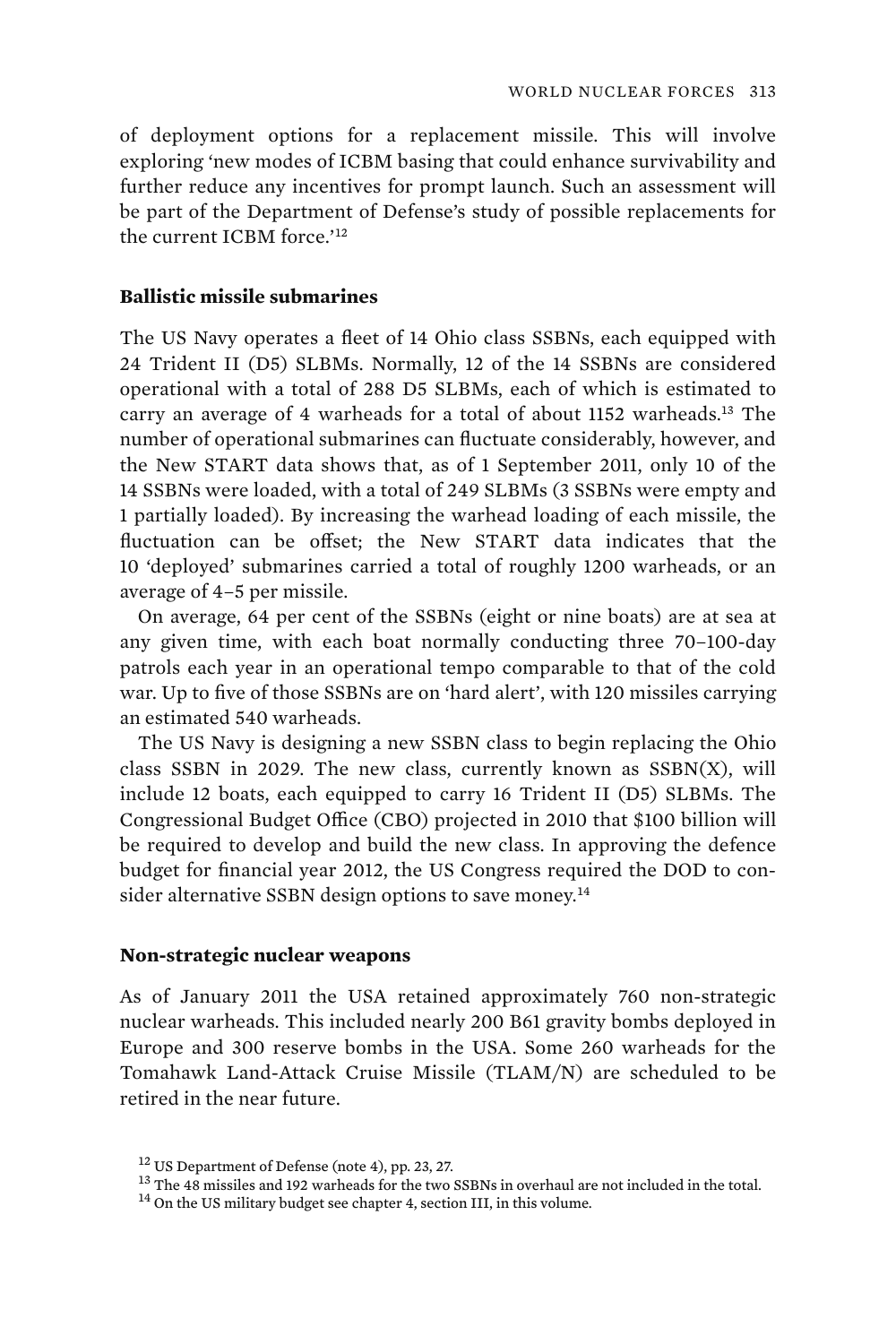of deployment options for a replacement missile. This will involve exploring 'new modes of ICBM basing that could enhance survivability and further reduce any incentives for prompt launch. Such an assessment will be part of the Department of Defense's study of possible replacements for the current ICBM force.'[12]

### Ballistic missile submarines

The US Navy operates a fleet of 14 Ohio class SSBNs, each equipped with 24 Trident II (D5) SLBMs. Normally, 12 of the 14 SSBNs are considered operational with a total of 288 D5 SLBMs, each of which is estimated to carry an average of 4 warheads for a total of about 1152 warheads.[13] The number of operational submarines can fluctuate considerably, however, and the New START data shows that, as of 1 September 2011, only 10 of the 14 SSBNs were loaded, with a total of 249 SLBMs (3 SSBNs were empty and 1 partially loaded). By increasing the warhead loading of each missile, the fluctuation can be offset; the New START data indicates that the 10 'deployed' submarines carried a total of roughly 1200 warheads, or an average of 4–5 per missile.

On average, 64 per cent of the SSBNs (eight or nine boats) are at sea at any given time, with each boat normally conducting three 70–100-day patrols each year in an operational tempo comparable to that of the cold war. Up to five of those SSBNs are on 'hard alert', with 120 missiles carrying an estimated 540 warheads.

The US Navy is designing a new SSBN class to begin replacing the Ohio class SSBN in 2029. The new class, currently known as SSBN(X), will include 12 boats, each equipped to carry 16 Trident II (D5) SLBMs. The Congressional Budget Office (CBO) projected in 2010 that $100 billion will be required to develop and build the new class. In approving the defence budget for financial year 2012, the US Congress required the DOD to consider alternative SSBN design options to save money.[14]

### Non-strategic nuclear weapons

As of January 2011 the USA retained approximately 760 non-strategic nuclear warheads. This included nearly 200 B61 gravity bombs deployed in Europe and 300 reserve bombs in the USA. Some 260 warheads for the Tomahawk Land-Attack Cruise Missile (TLAM/N) are scheduled to be retired in the near future.

[12] US Department of Defense (note 4), pp. 23, 27.

[13] The 48 missiles and 192 warheads for the two SSBNs in overhaul are not included in the total.

[14] On the US military budget see chapter 4, section III, in this volume.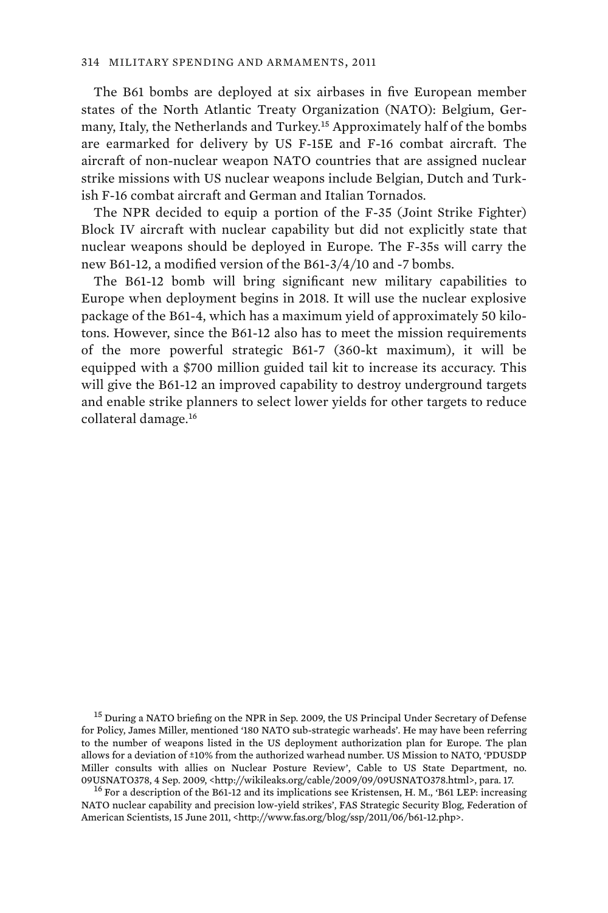The B61 bombs are deployed at six airbases in five European member states of the North Atlantic Treaty Organization (NATO): Belgium, Germany, Italy, the Netherlands and Turkey.[15] Approximately half of the bombs are earmarked for delivery by US F-15E and F-16 combat aircraft. The aircraft of non-nuclear weapon NATO countries that are assigned nuclear strike missions with US nuclear weapons include Belgian, Dutch and Turkish F-16 combat aircraft and German and Italian Tornados.

The NPR decided to equip a portion of the F-35 (Joint Strike Fighter) Block IV aircraft with nuclear capability but did not explicitly state that nuclear weapons should be deployed in Europe. The F-35s will carry the new B61-12, a modified version of the B61-3/4/10 and -7 bombs.

The B61-12 bomb will bring significant new military capabilities to Europe when deployment begins in 2018. It will use the nuclear explosive package of the B61-4, which has a maximum yield of approximately 50 kilotons. However, since the B61-12 also has to meet the mission requirements of the more powerful strategic B61-7 (360-kt maximum), it will be equipped with a $700 million guided tail kit to increase its accuracy. This will give the B61-12 an improved capability to destroy underground targets and enable strike planners to select lower yields for other targets to reduce collateral damage.[16]

[15] During a NATO briefing on the NPR in Sep. 2009, the US Principal Under Secretary of Defense for Policy, James Miller, mentioned '180 NATO sub-strategic warheads'. He may have been referring to the number of weapons listed in the US deployment authorization plan for Europe. The plan allows for a deviation of ±10% from the authorized warhead number. US Mission to NATO, 'PDUSDP Miller consults with allies on Nuclear Posture Review', Cable to US State Department, no. 09USNATO378, 4 Sep. 2009, <http://wikileaks.org/cable/2009/09/09USNATO378.html>, para. 17.

[16] For a description of the B61-12 and its implications see Kristensen, H. M., 'B61 LEP: increasing NATO nuclear capability and precision low-yield strikes', FAS Strategic Security Blog, Federation of American Scientists, 15 June 2011, <http://www.fas.org/blog/ssp/2011/06/b61-12.php>.